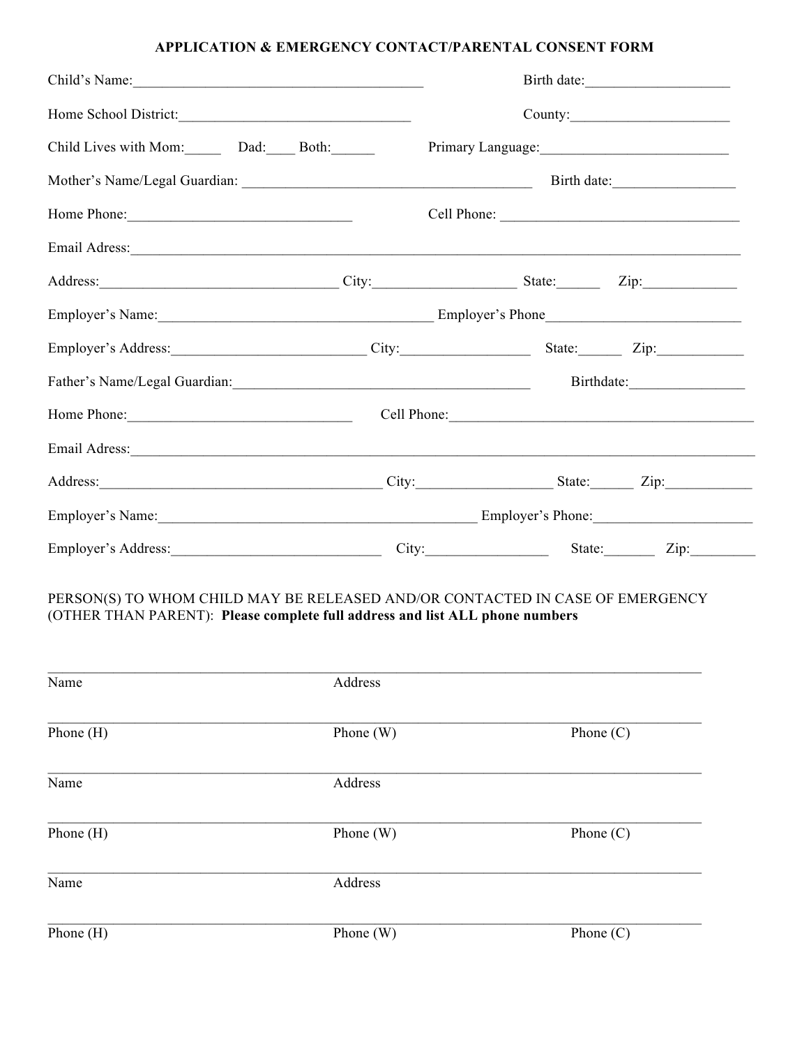**APPLICATION & EMERGENCY CONTACT/PARENTAL CONSENT FORM**

Child's Name:_________________________________________ Birth date:____________________

Home School District:_________________________________ County:______________________

Child Lives with Mom:_____ Dad:____ Both:______ Primary Language:__________________________

Mother's Name/Legal Guardian: ________________________________________ Birth date:_________________

Home Phone:_______________________________ Cell Phone: __________________________________

Email Adress:___________________________________________________________________________________

Address:__________________________________ City:____________________ State:______ Zip:_____________

Employer's Name:_______________________________________ Employer's Phone___________________________

Employer's Address:___________________________ City:__________________ State:______ Zip:____________

Father's Name/Legal Guardian:__________________________________________ Birthdate:________________

Home Phone:_______________________________ Cell Phone:___________________________________________

Email Adress:___________________________________________________________________________________

Address:________________________________________ City:___________________ State:______ Zip:____________

Employer's Name:______________________________________________ Employer's Phone:______________________

Employer's Address:_____________________________ City:_________________ State:_______ Zip:_________

PERSON(S) TO WHOM CHILD MAY BE RELEASED AND/OR CONTACTED IN CASE OF EMERGENCY (OTHER THAN PARENT): **Please complete full address and list ALL phone numbers**

_____________________________________________________________________________________

Name Address

_____________________________________________________________________________________

Phone (H) Phone (W) Phone (C)

_____________________________________________________________________________________

Name Address

_____________________________________________________________________________________

Phone (H) Phone (W) Phone (C)

_____________________________________________________________________________________

Name Address

_____________________________________________________________________________________

Phone (H) Phone (W) Phone (C)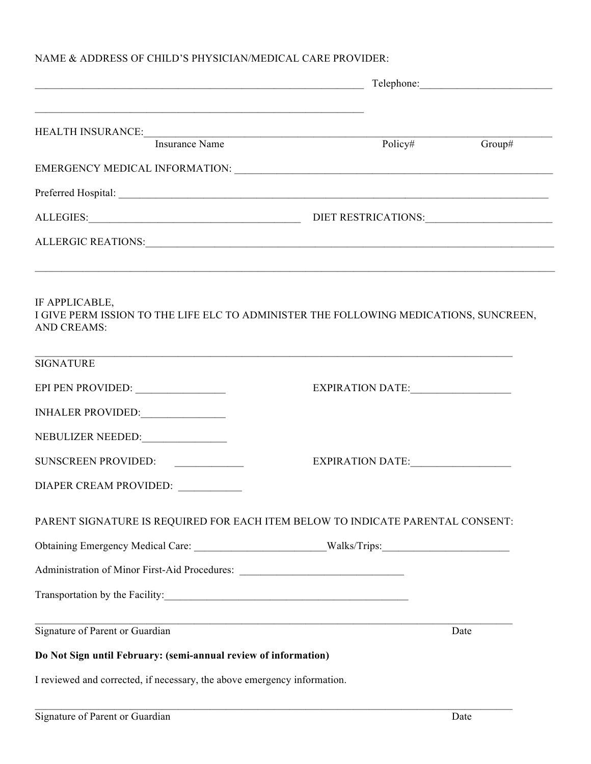NAME & ADDRESS OF CHILD'S PHYSICIAN/MEDICAL CARE PROVIDER:

_________________________________________________________________ Telephone:_________________________

_________________________________________________________________

HEALTH INSURANCE:_____________________________________________________________________________

Insurance Name                                                                                   Policy#                    Group#

EMERGENCY MEDICAL INFORMATION: ______________________________________________________________

Preferred Hospital: ________________________________________________________________________________

ALLEGIES:________________________________________ DIET RESTRICATIONS:________________________

ALLERGIC REATIONS:_______________________________________________________________________________

_____________________________________________________________________________________________

IF APPLICABLE,
I GIVE PERM ISSION TO THE LIFE ELC TO ADMINISTER THE FOLLOWING MEDICATIONS, SUNCREEN, AND CREAMS:

_____________________________________________________________________________________________

SIGNATURE

EPI PEN PROVIDED: _________________ EXPIRATION DATE:___________________

INHALER PROVIDED:________________

NEBULIZER NEEDED:________________

SUNSCREEN PROVIDED: _____________ EXPIRATION DATE:___________________

DIAPER CREAM PROVIDED: ____________

PARENT SIGNATURE IS REQUIRED FOR EACH ITEM BELOW TO INDICATE PARENTAL CONSENT:

Obtaining Emergency Medical Care: _________________________Walks/Trips:________________________

Administration of Minor First-Aid Procedures: ______________________________

Transportation by the Facility:_______________________________________________

_____________________________________________________________________________________________

Signature of Parent or Guardian                                                                                   Date

**Do Not Sign until February: (semi-annual review of information)**

I reviewed and corrected, if necessary, the above emergency information.

_____________________________________________________________________________________________

Signature of Parent or Guardian                                                                                   Date